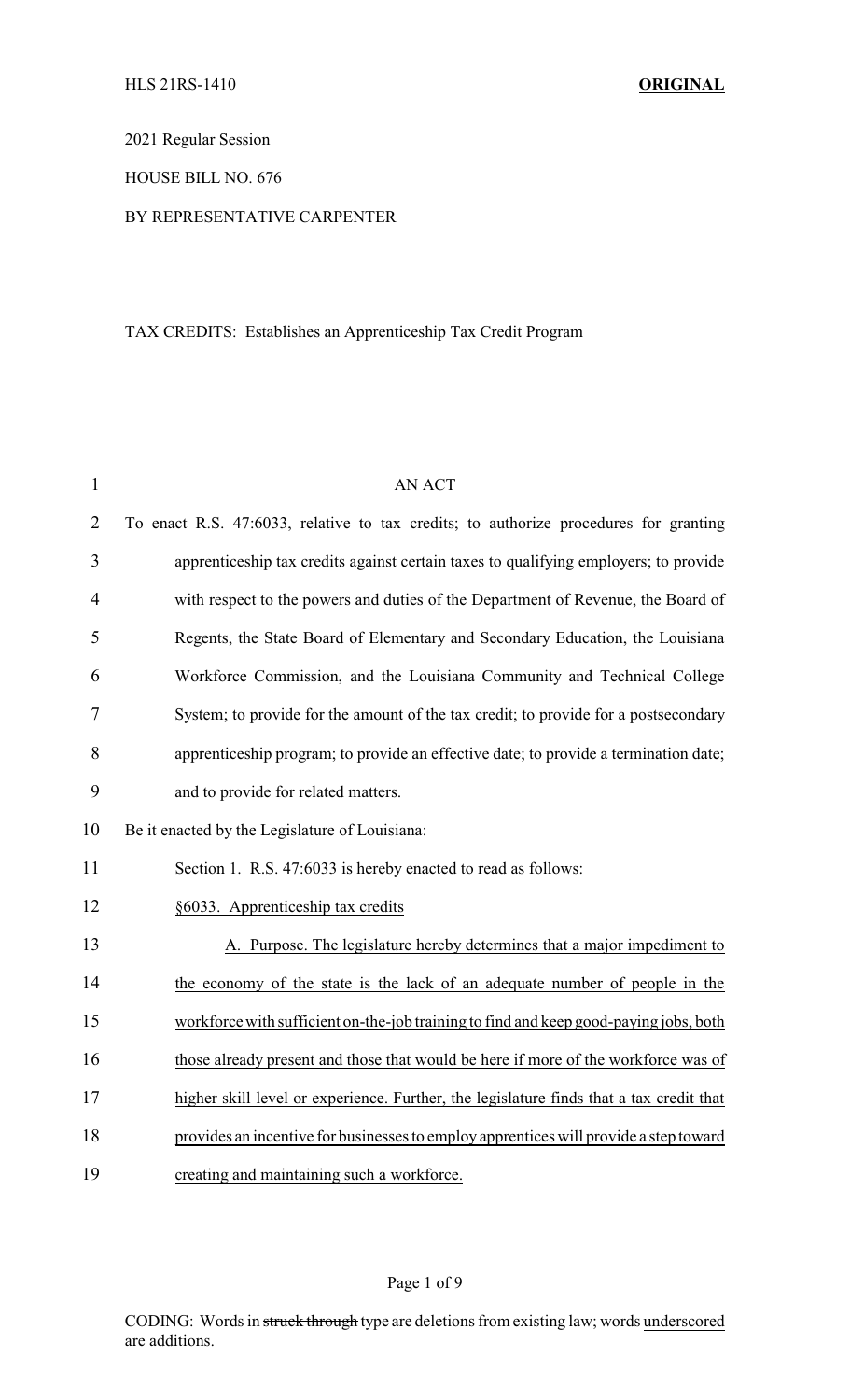HLS 21RS-1410 **ORIGINAL**

2021 Regular Session

HOUSE BILL NO. 676

BY REPRESENTATIVE CARPENTER

TAX CREDITS: Establishes an Apprenticeship Tax Credit Program

AN ACT

To enact R.S. 47:6033, relative to tax credits; to authorize procedures for granting apprenticeship tax credits against certain taxes to qualifying employers; to provide with respect to the powers and duties of the Department of Revenue, the Board of Regents, the State Board of Elementary and Secondary Education, the Louisiana Workforce Commission, and the Louisiana Community and Technical College System; to provide for the amount of the tax credit; to provide for a postsecondary apprenticeship program; to provide an effective date; to provide a termination date; and to provide for related matters.

Be it enacted by the Legislature of Louisiana:

Section 1. R.S. 47:6033 is hereby enacted to read as follows:

§6033. Apprenticeship tax credits

A. Purpose. The legislature hereby determines that a major impediment to the economy of the state is the lack of an adequate number of people in the workforce with sufficient on-the-job training to find and keep good-paying jobs, both those already present and those that would be here if more of the workforce was of higher skill level or experience. Further, the legislature finds that a tax credit that provides an incentive for businesses to employ apprentices will provide a step toward creating and maintaining such a workforce.

CODING: Words in ~~struck through~~ type are deletions from existing law; words underscored are additions.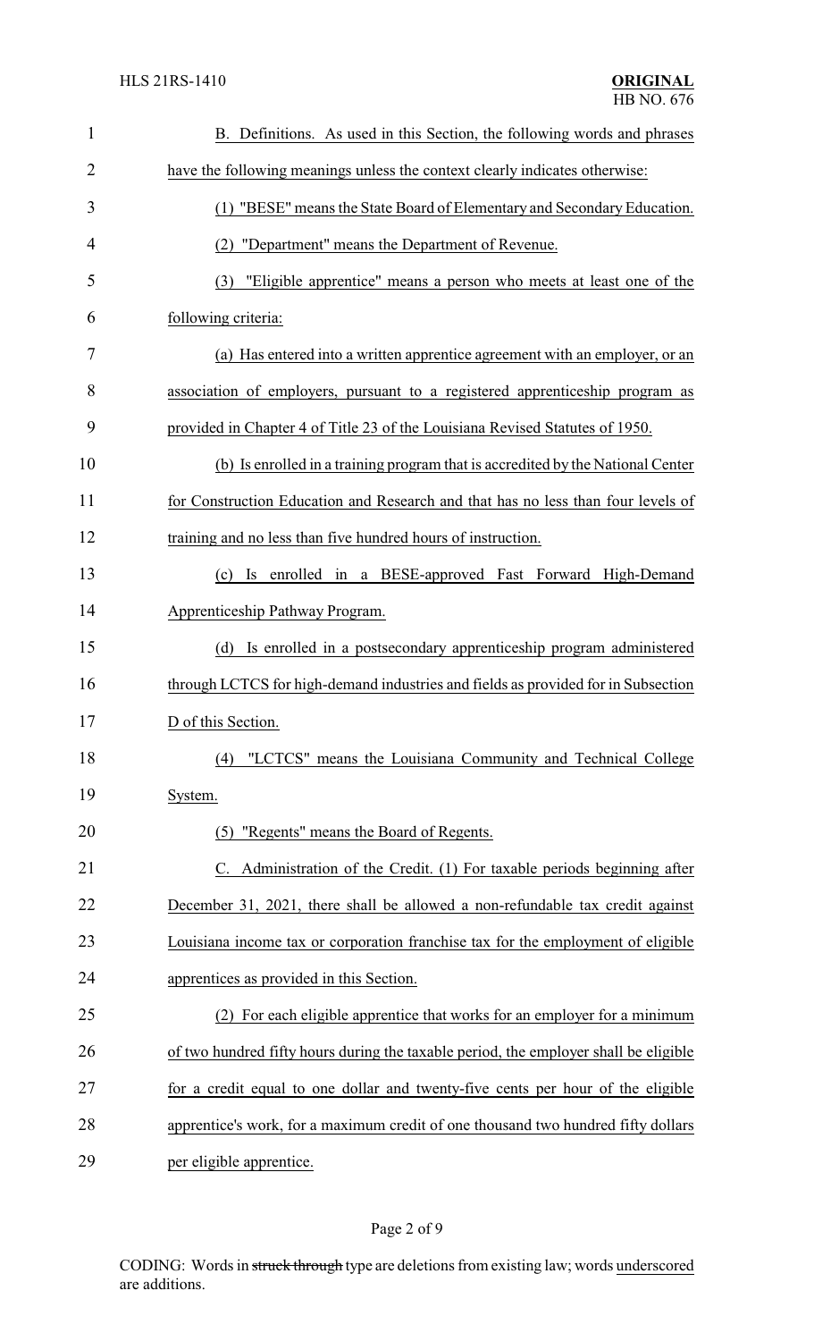B. Definitions. As used in this Section, the following words and phrases have the following meanings unless the context clearly indicates otherwise:

(1) "BESE" means the State Board of Elementary and Secondary Education.

(2) "Department" means the Department of Revenue.

(3) "Eligible apprentice" means a person who meets at least one of the following criteria:

(a) Has entered into a written apprentice agreement with an employer, or an association of employers, pursuant to a registered apprenticeship program as provided in Chapter 4 of Title 23 of the Louisiana Revised Statutes of 1950.

(b) Is enrolled in a training program that is accredited by the National Center for Construction Education and Research and that has no less than four levels of training and no less than five hundred hours of instruction.

(c) Is enrolled in a BESE-approved Fast Forward High-Demand Apprenticeship Pathway Program.

(d) Is enrolled in a postsecondary apprenticeship program administered through LCTCS for high-demand industries and fields as provided for in Subsection D of this Section.

(4) "LCTCS" means the Louisiana Community and Technical College System.

(5) "Regents" means the Board of Regents.

C. Administration of the Credit. (1) For taxable periods beginning after December 31, 2021, there shall be allowed a non-refundable tax credit against Louisiana income tax or corporation franchise tax for the employment of eligible apprentices as provided in this Section.

(2) For each eligible apprentice that works for an employer for a minimum of two hundred fifty hours during the taxable period, the employer shall be eligible for a credit equal to one dollar and twenty-five cents per hour of the eligible apprentice's work, for a maximum credit of one thousand two hundred fifty dollars per eligible apprentice.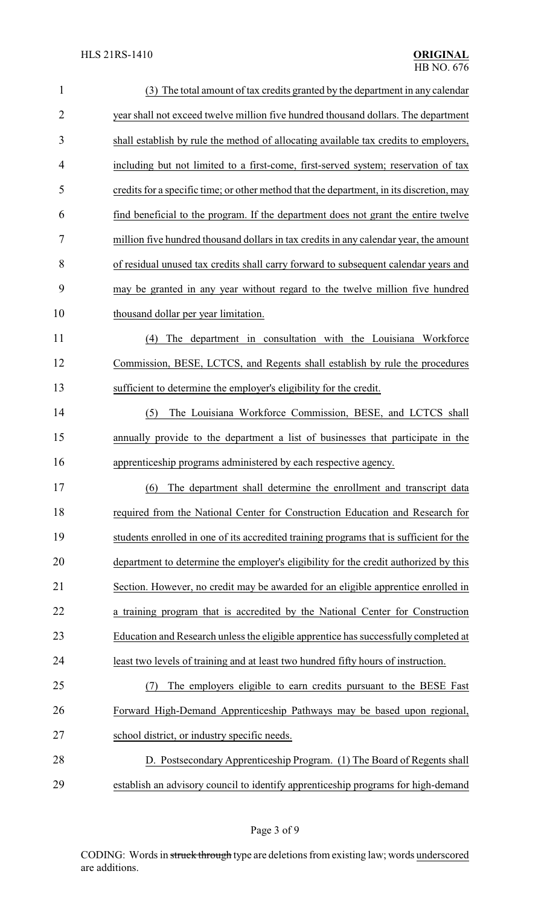(3) The total amount of tax credits granted by the department in any calendar year shall not exceed twelve million five hundred thousand dollars. The department shall establish by rule the method of allocating available tax credits to employers, including but not limited to a first-come, first-served system; reservation of tax credits for a specific time; or other method that the department, in its discretion, may find beneficial to the program. If the department does not grant the entire twelve million five hundred thousand dollars in tax credits in any calendar year, the amount of residual unused tax credits shall carry forward to subsequent calendar years and may be granted in any year without regard to the twelve million five hundred thousand dollar per year limitation.

(4) The department in consultation with the Louisiana Workforce Commission, BESE, LCTCS, and Regents shall establish by rule the procedures sufficient to determine the employer's eligibility for the credit.

(5) The Louisiana Workforce Commission, BESE, and LCTCS shall annually provide to the department a list of businesses that participate in the apprenticeship programs administered by each respective agency.

(6) The department shall determine the enrollment and transcript data required from the National Center for Construction Education and Research for students enrolled in one of its accredited training programs that is sufficient for the department to determine the employer's eligibility for the credit authorized by this Section. However, no credit may be awarded for an eligible apprentice enrolled in a training program that is accredited by the National Center for Construction Education and Research unless the eligible apprentice has successfully completed at least two levels of training and at least two hundred fifty hours of instruction.

(7) The employers eligible to earn credits pursuant to the BESE Fast Forward High-Demand Apprenticeship Pathways may be based upon regional, school district, or industry specific needs.

D. Postsecondary Apprenticeship Program. (1) The Board of Regents shall establish an advisory council to identify apprenticeship programs for high-demand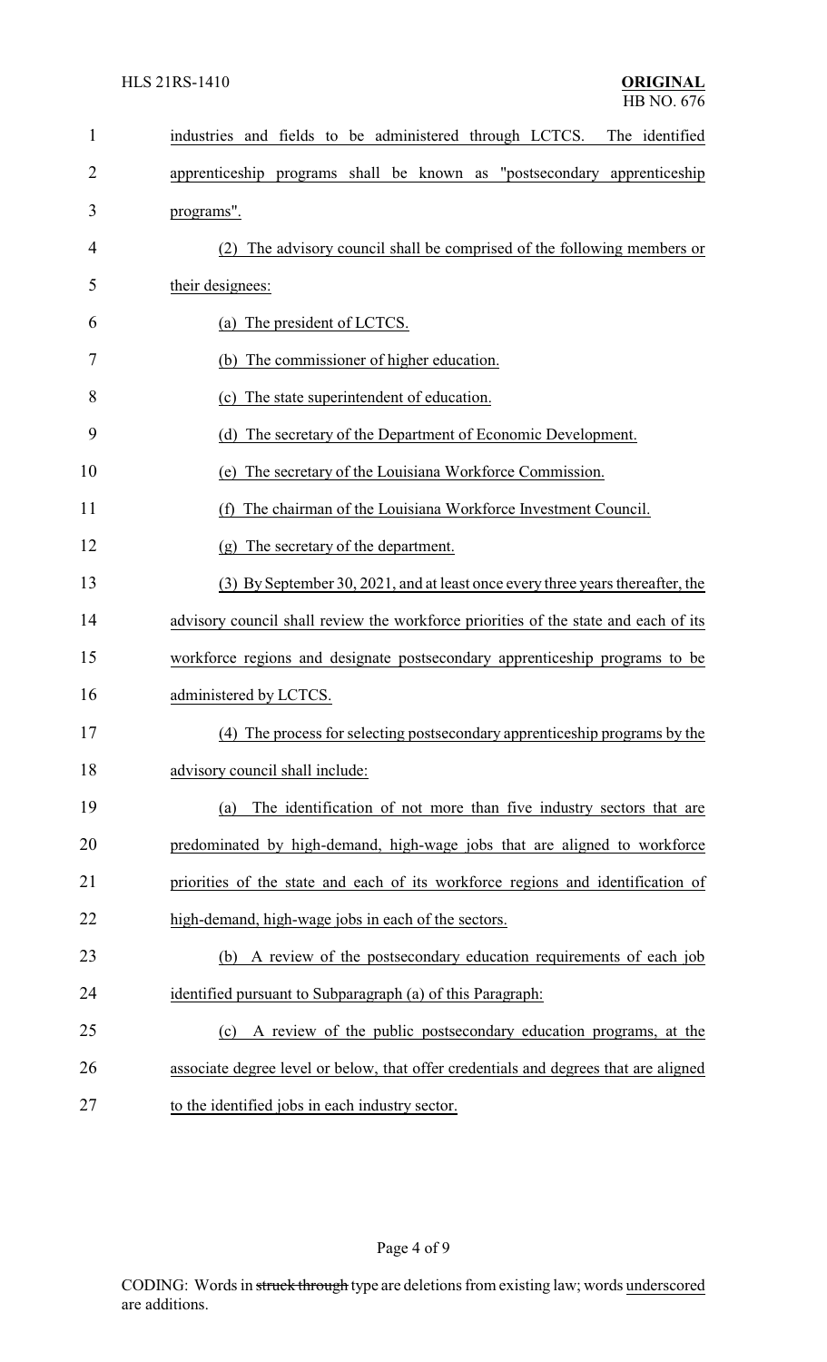industries and fields to be administered through LCTCS. The identified apprenticeship programs shall be known as "postsecondary apprenticeship programs".

(2) The advisory council shall be comprised of the following members or their designees:

(a) The president of LCTCS.

(b) The commissioner of higher education.

(c) The state superintendent of education.

(d) The secretary of the Department of Economic Development.

(e) The secretary of the Louisiana Workforce Commission.

(f) The chairman of the Louisiana Workforce Investment Council.

(g) The secretary of the department.

(3) By September 30, 2021, and at least once every three years thereafter, the advisory council shall review the workforce priorities of the state and each of its workforce regions and designate postsecondary apprenticeship programs to be administered by LCTCS.

(4) The process for selecting postsecondary apprenticeship programs by the advisory council shall include:

(a) The identification of not more than five industry sectors that are predominated by high-demand, high-wage jobs that are aligned to workforce priorities of the state and each of its workforce regions and identification of high-demand, high-wage jobs in each of the sectors.

(b) A review of the postsecondary education requirements of each job identified pursuant to Subparagraph (a) of this Paragraph:

(c) A review of the public postsecondary education programs, at the associate degree level or below, that offer credentials and degrees that are aligned to the identified jobs in each industry sector.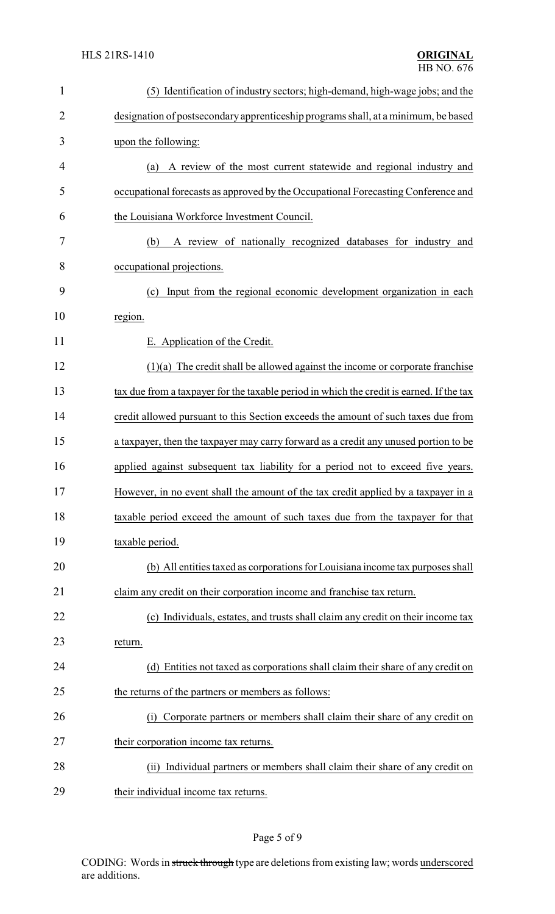(5) Identification of industry sectors; high-demand, high-wage jobs; and the designation of postsecondary apprenticeship programs shall, at a minimum, be based upon the following:

(a) A review of the most current statewide and regional industry and occupational forecasts as approved by the Occupational Forecasting Conference and the Louisiana Workforce Investment Council.

(b) A review of nationally recognized databases for industry and occupational projections.

(c) Input from the regional economic development organization in each region.

E. Application of the Credit.

(1)(a) The credit shall be allowed against the income or corporate franchise tax due from a taxpayer for the taxable period in which the credit is earned. If the tax credit allowed pursuant to this Section exceeds the amount of such taxes due from a taxpayer, then the taxpayer may carry forward as a credit any unused portion to be applied against subsequent tax liability for a period not to exceed five years. However, in no event shall the amount of the tax credit applied by a taxpayer in a taxable period exceed the amount of such taxes due from the taxpayer for that taxable period.

(b) All entities taxed as corporations for Louisiana income tax purposes shall claim any credit on their corporation income and franchise tax return.

(c) Individuals, estates, and trusts shall claim any credit on their income tax return.

(d) Entities not taxed as corporations shall claim their share of any credit on the returns of the partners or members as follows:

(i) Corporate partners or members shall claim their share of any credit on their corporation income tax returns.

(ii) Individual partners or members shall claim their share of any credit on their individual income tax returns.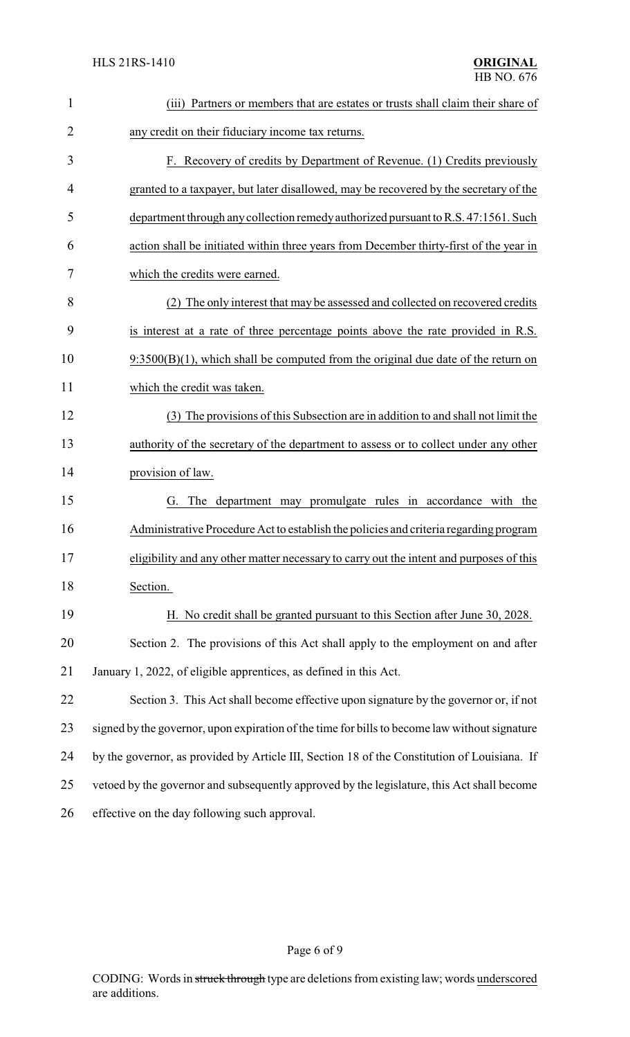(iii) Partners or members that are estates or trusts shall claim their share of any credit on their fiduciary income tax returns.

F. Recovery of credits by Department of Revenue. (1) Credits previously granted to a taxpayer, but later disallowed, may be recovered by the secretary of the department through any collection remedy authorized pursuant to R.S. 47:1561. Such action shall be initiated within three years from December thirty-first of the year in which the credits were earned.

(2) The only interest that may be assessed and collected on recovered credits is interest at a rate of three percentage points above the rate provided in R.S. 9:3500(B)(1), which shall be computed from the original due date of the return on which the credit was taken.

(3) The provisions of this Subsection are in addition to and shall not limit the authority of the secretary of the department to assess or to collect under any other provision of law.

G. The department may promulgate rules in accordance with the Administrative Procedure Act to establish the policies and criteria regarding program eligibility and any other matter necessary to carry out the intent and purposes of this Section.

H. No credit shall be granted pursuant to this Section after June 30, 2028.

Section 2. The provisions of this Act shall apply to the employment on and after January 1, 2022, of eligible apprentices, as defined in this Act.

Section 3. This Act shall become effective upon signature by the governor or, if not signed by the governor, upon expiration of the time for bills to become law without signature by the governor, as provided by Article III, Section 18 of the Constitution of Louisiana. If vetoed by the governor and subsequently approved by the legislature, this Act shall become effective on the day following such approval.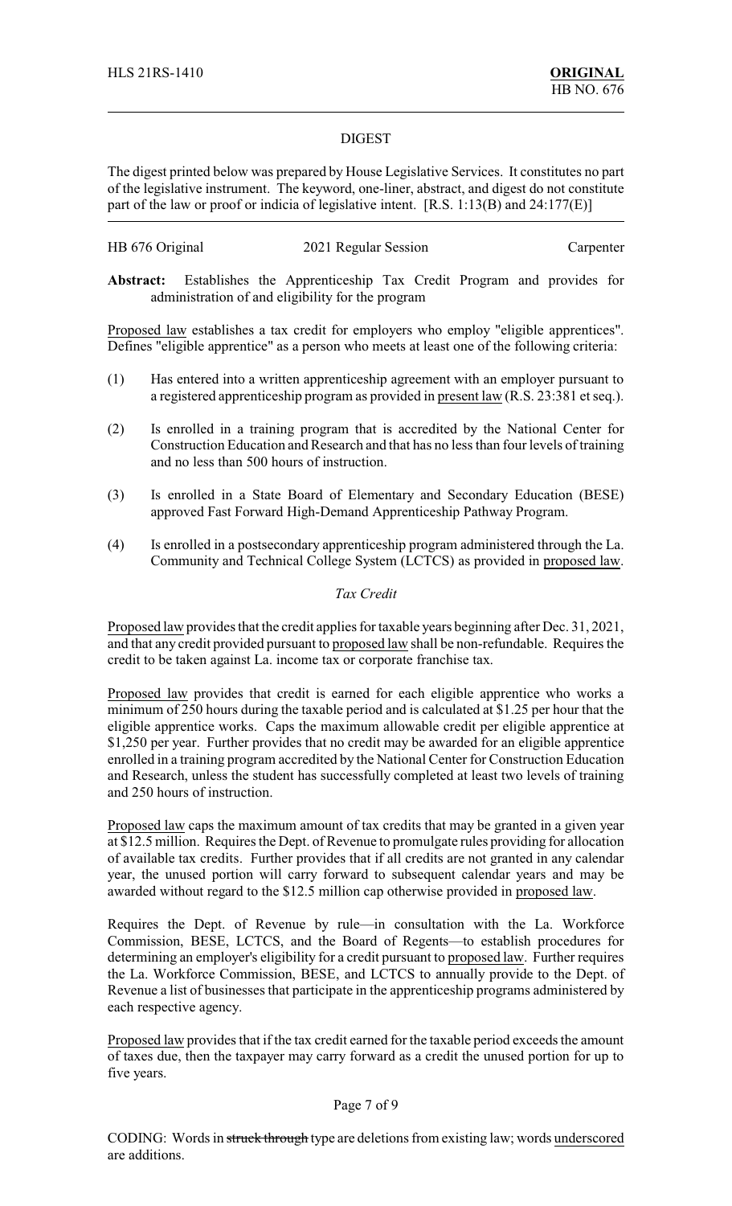HLS 21RS-1410 **ORIGINAL**
HB NO. 676

## DIGEST

The digest printed below was prepared by House Legislative Services. It constitutes no part of the legislative instrument. The keyword, one-liner, abstract, and digest do not constitute part of the law or proof or indicia of legislative intent. [R.S. 1:13(B) and 24:177(E)]

HB 676 Original | 2021 Regular Session | Carpenter

**Abstract:** Establishes the Apprenticeship Tax Credit Program and provides for administration of and eligibility for the program

Proposed law establishes a tax credit for employers who employ "eligible apprentices". Defines "eligible apprentice" as a person who meets at least one of the following criteria:

(1) Has entered into a written apprenticeship agreement with an employer pursuant to a registered apprenticeship program as provided in present law (R.S. 23:381 et seq.).

(2) Is enrolled in a training program that is accredited by the National Center for Construction Education and Research and that has no less than four levels of training and no less than 500 hours of instruction.

(3) Is enrolled in a State Board of Elementary and Secondary Education (BESE) approved Fast Forward High-Demand Apprenticeship Pathway Program.

(4) Is enrolled in a postsecondary apprenticeship program administered through the La. Community and Technical College System (LCTCS) as provided in proposed law.

### *Tax Credit*

Proposed law provides that the credit applies for taxable years beginning after Dec. 31, 2021, and that any credit provided pursuant to proposed law shall be non-refundable. Requires the credit to be taken against La. income tax or corporate franchise tax.

Proposed law provides that credit is earned for each eligible apprentice who works a minimum of 250 hours during the taxable period and is calculated at $1.25 per hour that the eligible apprentice works. Caps the maximum allowable credit per eligible apprentice at $1,250 per year. Further provides that no credit may be awarded for an eligible apprentice enrolled in a training program accredited by the National Center for Construction Education and Research, unless the student has successfully completed at least two levels of training and 250 hours of instruction.

Proposed law caps the maximum amount of tax credits that may be granted in a given year at $12.5 million. Requires the Dept. of Revenue to promulgate rules providing for allocation of available tax credits. Further provides that if all credits are not granted in any calendar year, the unused portion will carry forward to subsequent calendar years and may be awarded without regard to the $12.5 million cap otherwise provided in proposed law.

Requires the Dept. of Revenue by rule—in consultation with the La. Workforce Commission, BESE, LCTCS, and the Board of Regents—to establish procedures for determining an employer's eligibility for a credit pursuant to proposed law. Further requires the La. Workforce Commission, BESE, and LCTCS to annually provide to the Dept. of Revenue a list of businesses that participate in the apprenticeship programs administered by each respective agency.

Proposed law provides that if the tax credit earned for the taxable period exceeds the amount of taxes due, then the taxpayer may carry forward as a credit the unused portion for up to five years.

CODING: Words in ~~struck through~~ type are deletions from existing law; words underscored are additions.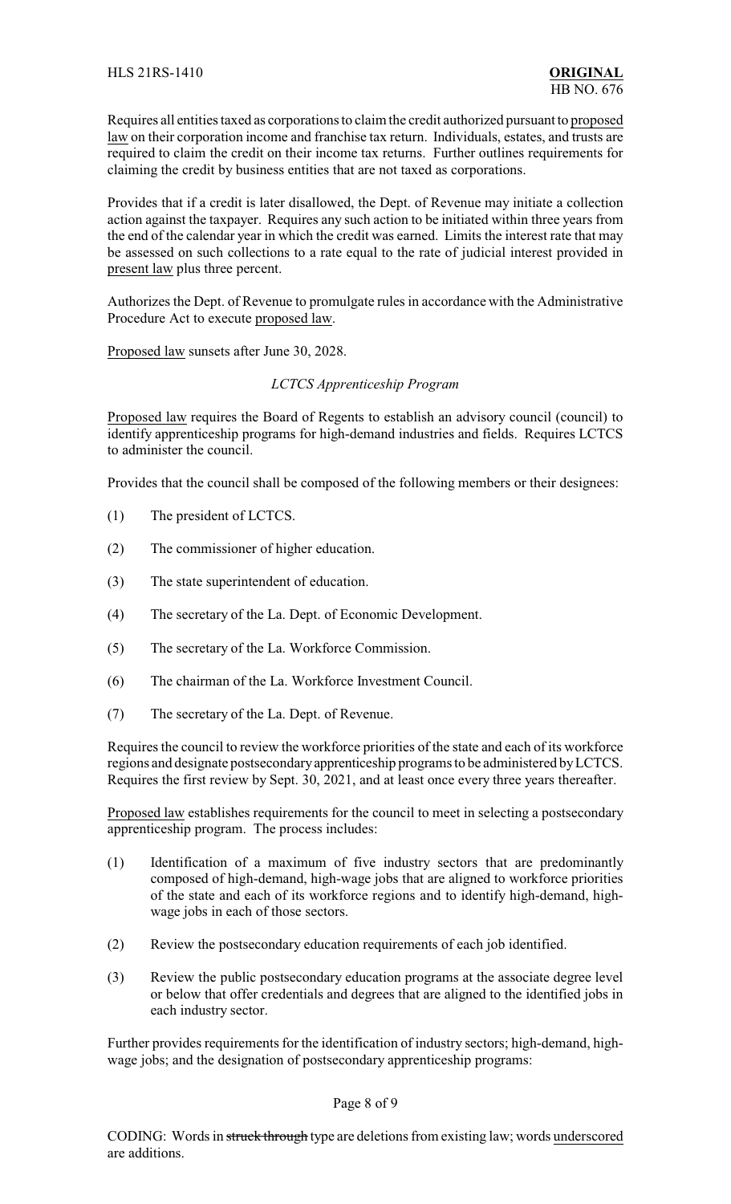Requires all entities taxed as corporations to claim the credit authorized pursuant to proposed law on their corporation income and franchise tax return. Individuals, estates, and trusts are required to claim the credit on their income tax returns. Further outlines requirements for claiming the credit by business entities that are not taxed as corporations.

Provides that if a credit is later disallowed, the Dept. of Revenue may initiate a collection action against the taxpayer. Requires any such action to be initiated within three years from the end of the calendar year in which the credit was earned. Limits the interest rate that may be assessed on such collections to a rate equal to the rate of judicial interest provided in present law plus three percent.

Authorizes the Dept. of Revenue to promulgate rules in accordance with the Administrative Procedure Act to execute proposed law.

Proposed law sunsets after June 30, 2028.

*LCTCS Apprenticeship Program*

Proposed law requires the Board of Regents to establish an advisory council (council) to identify apprenticeship programs for high-demand industries and fields. Requires LCTCS to administer the council.

Provides that the council shall be composed of the following members or their designees:

(1) The president of LCTCS.

(2) The commissioner of higher education.

(3) The state superintendent of education.

(4) The secretary of the La. Dept. of Economic Development.

(5) The secretary of the La. Workforce Commission.

(6) The chairman of the La. Workforce Investment Council.

(7) The secretary of the La. Dept. of Revenue.

Requires the council to review the workforce priorities of the state and each of its workforce regions and designate postsecondary apprenticeship programs to be administered by LCTCS. Requires the first review by Sept. 30, 2021, and at least once every three years thereafter.

Proposed law establishes requirements for the council to meet in selecting a postsecondary apprenticeship program. The process includes:

(1) Identification of a maximum of five industry sectors that are predominantly composed of high-demand, high-wage jobs that are aligned to workforce priorities of the state and each of its workforce regions and to identify high-demand, high-wage jobs in each of those sectors.

(2) Review the postsecondary education requirements of each job identified.

(3) Review the public postsecondary education programs at the associate degree level or below that offer credentials and degrees that are aligned to the identified jobs in each industry sector.

Further provides requirements for the identification of industry sectors; high-demand, high-wage jobs; and the designation of postsecondary apprenticeship programs:

CODING: Words in ~~struck through~~ type are deletions from existing law; words underscored are additions.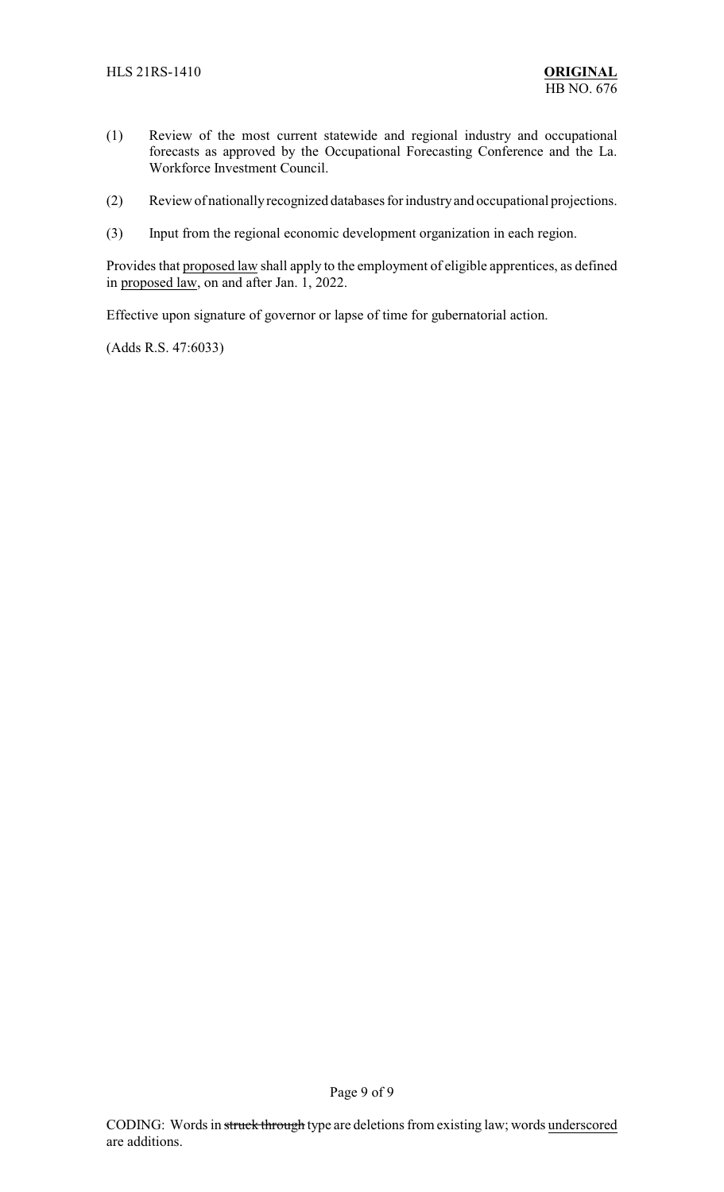(1) Review of the most current statewide and regional industry and occupational forecasts as approved by the Occupational Forecasting Conference and the La. Workforce Investment Council.

(2) Review of nationally recognized databases for industry and occupational projections.

(3) Input from the regional economic development organization in each region.

Provides that proposed law shall apply to the employment of eligible apprentices, as defined in proposed law, on and after Jan. 1, 2022.

Effective upon signature of governor or lapse of time for gubernatorial action.

(Adds R.S. 47:6033)

CODING: Words in struck through type are deletions from existing law; words underscored are additions.